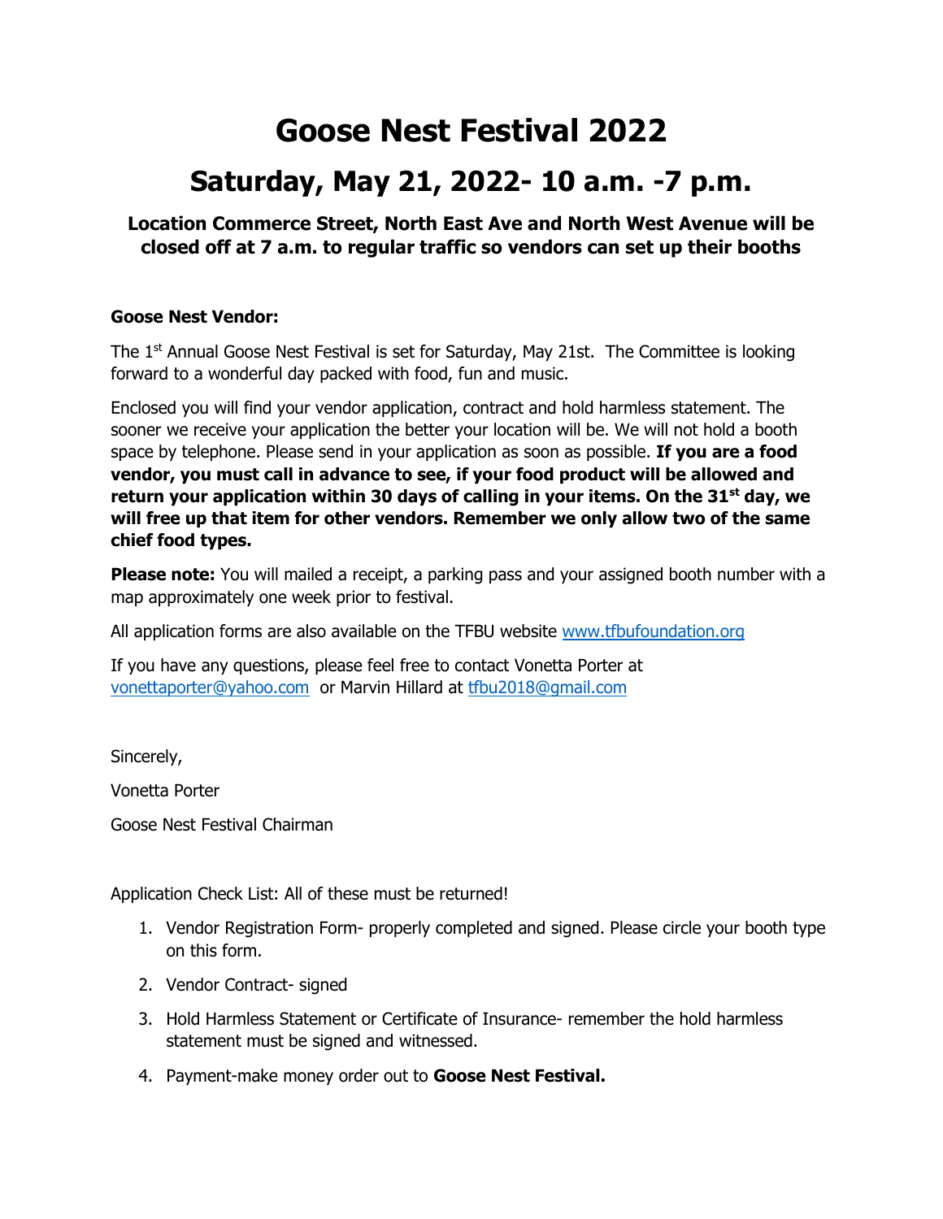# Goose Nest Festival 2022

## Saturday, May 21, 2022- 10 a.m. -7 p.m.

**Location Commerce Street, North East Ave and North West Avenue will be closed off at 7 a.m. to regular traffic so vendors can set up their booths**

**Goose Nest Vendor:**

The 1st Annual Goose Nest Festival is set for Saturday, May 21st. The Committee is looking forward to a wonderful day packed with food, fun and music.

Enclosed you will find your vendor application, contract and hold harmless statement. The sooner we receive your application the better your location will be. We will not hold a booth space by telephone. Please send in your application as soon as possible. **If you are a food vendor, you must call in advance to see, if your food product will be allowed and return your application within 30 days of calling in your items. On the 31st day, we will free up that item for other vendors. Remember we only allow two of the same chief food types.**

**Please note:** You will mailed a receipt, a parking pass and your assigned booth number with a map approximately one week prior to festival.

All application forms are also available on the TFBU website www.tfbufoundation.org

If you have any questions, please feel free to contact Vonetta Porter at vonettaporter@yahoo.com or Marvin Hillard at tfbu2018@gmail.com

Sincerely,

Vonetta Porter

Goose Nest Festival Chairman

Application Check List: All of these must be returned!

1. Vendor Registration Form- properly completed and signed. Please circle your booth type on this form.
2. Vendor Contract- signed
3. Hold Harmless Statement or Certificate of Insurance- remember the hold harmless statement must be signed and witnessed.
4. Payment-make money order out to **Goose Nest Festival.**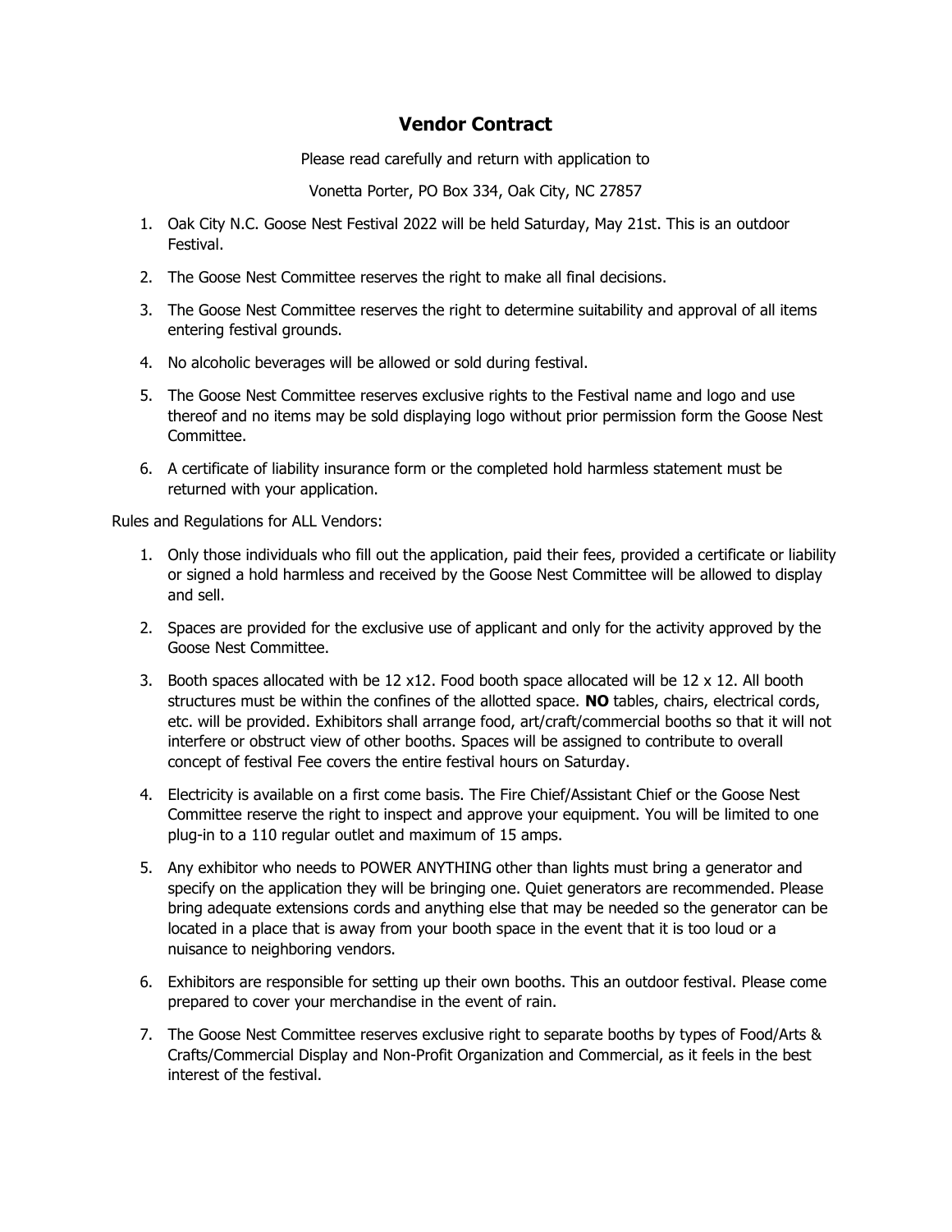# Vendor Contract

Please read carefully and return with application to

Vonetta Porter, PO Box 334, Oak City, NC 27857

1. Oak City N.C. Goose Nest Festival 2022 will be held Saturday, May 21st. This is an outdoor Festival.
2. The Goose Nest Committee reserves the right to make all final decisions.
3. The Goose Nest Committee reserves the right to determine suitability and approval of all items entering festival grounds.
4. No alcoholic beverages will be allowed or sold during festival.
5. The Goose Nest Committee reserves exclusive rights to the Festival name and logo and use thereof and no items may be sold displaying logo without prior permission form the Goose Nest Committee.
6. A certificate of liability insurance form or the completed hold harmless statement must be returned with your application.

Rules and Regulations for ALL Vendors:

1. Only those individuals who fill out the application, paid their fees, provided a certificate or liability or signed a hold harmless and received by the Goose Nest Committee will be allowed to display and sell.
2. Spaces are provided for the exclusive use of applicant and only for the activity approved by the Goose Nest Committee.
3. Booth spaces allocated with be 12 x12. Food booth space allocated will be 12 x 12. All booth structures must be within the confines of the allotted space. **NO** tables, chairs, electrical cords, etc. will be provided. Exhibitors shall arrange food, art/craft/commercial booths so that it will not interfere or obstruct view of other booths. Spaces will be assigned to contribute to overall concept of festival Fee covers the entire festival hours on Saturday.
4. Electricity is available on a first come basis. The Fire Chief/Assistant Chief or the Goose Nest Committee reserve the right to inspect and approve your equipment. You will be limited to one plug-in to a 110 regular outlet and maximum of 15 amps.
5. Any exhibitor who needs to POWER ANYTHING other than lights must bring a generator and specify on the application they will be bringing one. Quiet generators are recommended. Please bring adequate extensions cords and anything else that may be needed so the generator can be located in a place that is away from your booth space in the event that it is too loud or a nuisance to neighboring vendors.
6. Exhibitors are responsible for setting up their own booths. This an outdoor festival. Please come prepared to cover your merchandise in the event of rain.
7. The Goose Nest Committee reserves exclusive right to separate booths by types of Food/Arts & Crafts/Commercial Display and Non-Profit Organization and Commercial, as it feels in the best interest of the festival.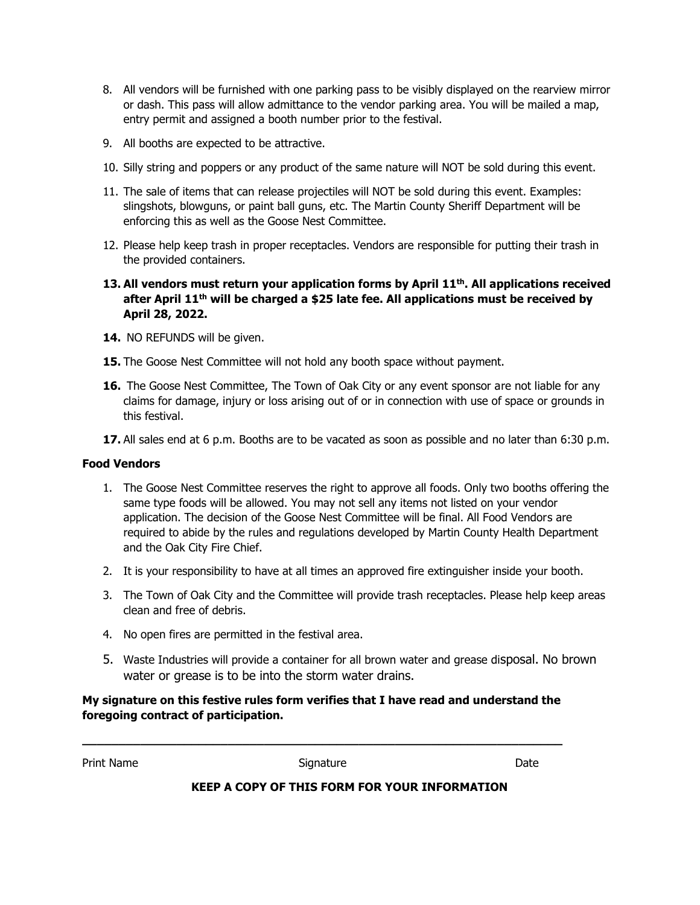8. All vendors will be furnished with one parking pass to be visibly displayed on the rearview mirror or dash. This pass will allow admittance to the vendor parking area. You will be mailed a map, entry permit and assigned a booth number prior to the festival.
9. All booths are expected to be attractive.
10. Silly string and poppers or any product of the same nature will NOT be sold during this event.
11. The sale of items that can release projectiles will NOT be sold during this event. Examples: slingshots, blowguns, or paint ball guns, etc. The Martin County Sheriff Department will be enforcing this as well as the Goose Nest Committee.
12. Please help keep trash in proper receptacles. Vendors are responsible for putting their trash in the provided containers.
13. **All vendors must return your application forms by April 11th. All applications received after April 11th will be charged a $25 late fee. All applications must be received by April 28, 2022.**
14. NO REFUNDS will be given.
15. The Goose Nest Committee will not hold any booth space without payment.
16. The Goose Nest Committee, The Town of Oak City or any event sponsor are not liable for any claims for damage, injury or loss arising out of or in connection with use of space or grounds in this festival.
17. All sales end at 6 p.m. Booths are to be vacated as soon as possible and no later than 6:30 p.m.

**Food Vendors**

1. The Goose Nest Committee reserves the right to approve all foods. Only two booths offering the same type foods will be allowed. You may not sell any items not listed on your vendor application. The decision of the Goose Nest Committee will be final. All Food Vendors are required to abide by the rules and regulations developed by Martin County Health Department and the Oak City Fire Chief.
2. It is your responsibility to have at all times an approved fire extinguisher inside your booth.
3. The Town of Oak City and the Committee will provide trash receptacles. Please help keep areas clean and free of debris.
4. No open fires are permitted in the festival area.
5. Waste Industries will provide a container for all brown water and grease disposal. No brown water or grease is to be into the storm water drains.

**My signature on this festive rules form verifies that I have read and understand the foregoing contract of participation.**

\_\_\_\_\_\_\_\_\_\_\_\_\_\_\_\_\_\_\_\_\_\_\_\_\_\_\_\_\_\_\_\_\_\_\_\_\_\_\_\_\_\_\_\_\_\_\_\_\_\_\_\_\_\_\_\_\_\_\_\_\_\_\_\_

Print Name                    Signature                    Date

**KEEP A COPY OF THIS FORM FOR YOUR INFORMATION**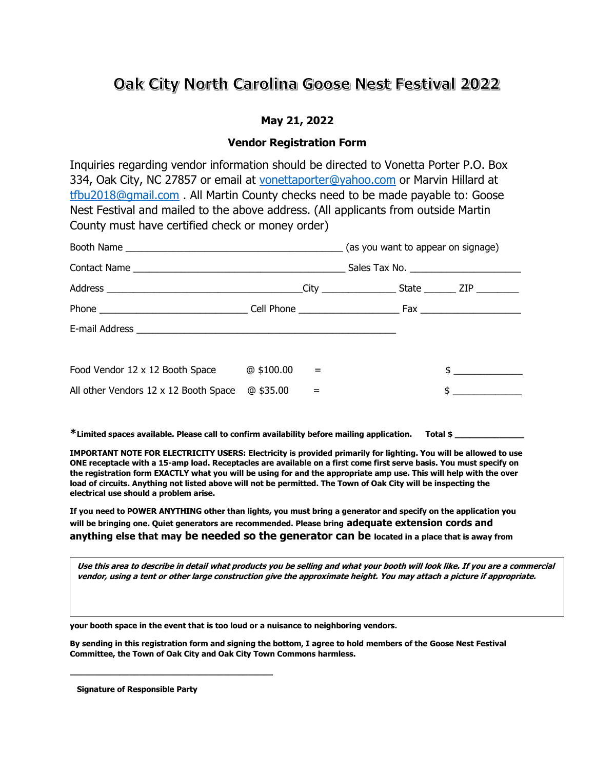# Oak City North Carolina Goose Nest Festival 2022

**May 21, 2022**

**Vendor Registration Form**

Inquiries regarding vendor information should be directed to Vonetta Porter P.O. Box 334, Oak City, NC 27857 or email at vonettaporter@yahoo.com or Marvin Hillard at tfbu2018@gmail.com . All Martin County checks need to be made payable to: Goose Nest Festival and mailed to the above address. (All applicants from outside Martin County must have certified check or money order)

Booth Name ________________________________________ (as you want to appear on signage)

Contact Name ________________________________________ Sales Tax No. ____________________

Address ____________________________________City ______________ State ______ ZIP ________

Phone ____________________________ Cell Phone ___________________ Fax ___________________

E-mail Address ________________________________________________

| | | | |
|---|---|---|---|
| Food Vendor 12 x 12 Booth Space | @ $100.00 | = | $ _____________ |
| All other Vendors 12 x 12 Booth Space | @ $35.00 | = | $ _____________ |

**\*Limited spaces available. Please call to confirm availability before mailing application. Total $ ______________**

**IMPORTANT NOTE FOR ELECTRICITY USERS: Electricity is provided primarily for lighting. You will be allowed to use ONE receptacle with a 15-amp load. Receptacles are available on a first come first serve basis. You must specify on the registration form EXACTLY what you will be using for and the appropriate amp use. This will help with the over load of circuits. Anything not listed above will not be permitted. The Town of Oak City will be inspecting the electrical use should a problem arise.**

**If you need to POWER ANYTHING other than lights, you must bring a generator and specify on the application you will be bringing one. Quiet generators are recommended. Please bring adequate extension cords and anything else that may be needed so the generator can be located in a place that is away from your booth space in the event that is too loud or a nuisance to neighboring vendors.**

***Use this area to describe in detail what products you be selling and what your booth will look like. If you are a commercial vendor, using a tent or other large construction give the approximate height. You may attach a picture if appropriate.***

**By sending in this registration form and signing the bottom, I agree to hold members of the Goose Nest Festival Committee, the Town of Oak City and Oak City Town Commons harmless.**

________________________________________

**Signature of Responsible Party**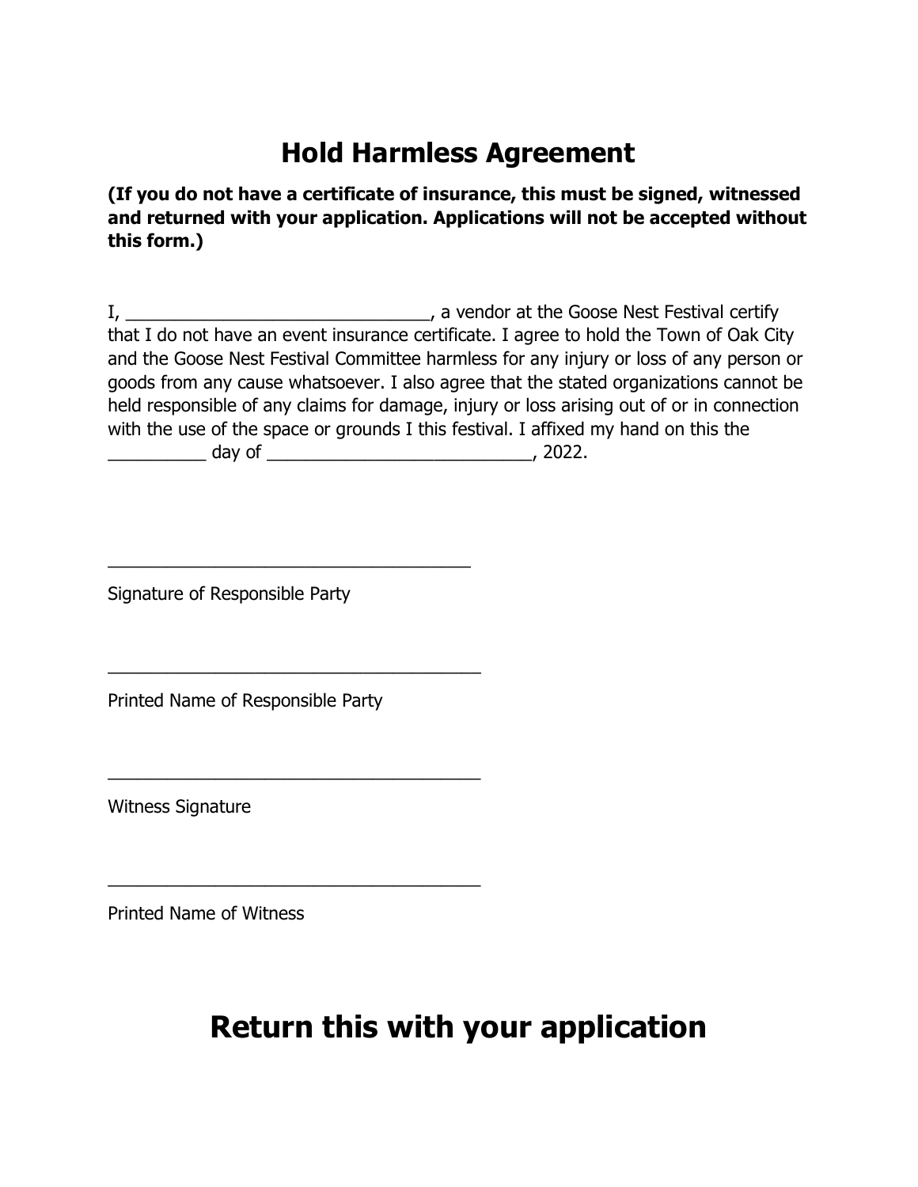# Hold Harmless Agreement

**(If you do not have a certificate of insurance, this must be signed, witnessed and returned with your application. Applications will not be accepted without this form.)**

I, ______________________________, a vendor at the Goose Nest Festival certify that I do not have an event insurance certificate. I agree to hold the Town of Oak City and the Goose Nest Festival Committee harmless for any injury or loss of any person or goods from any cause whatsoever. I also agree that the stated organizations cannot be held responsible of any claims for damage, injury or loss arising out of or in connection with the use of the space or grounds I this festival. I affixed my hand on this the __________ day of __________________________, 2022.

____________________________________

Signature of Responsible Party

____________________________________

Printed Name of Responsible Party

____________________________________

Witness Signature

____________________________________

Printed Name of Witness

# Return this with your application